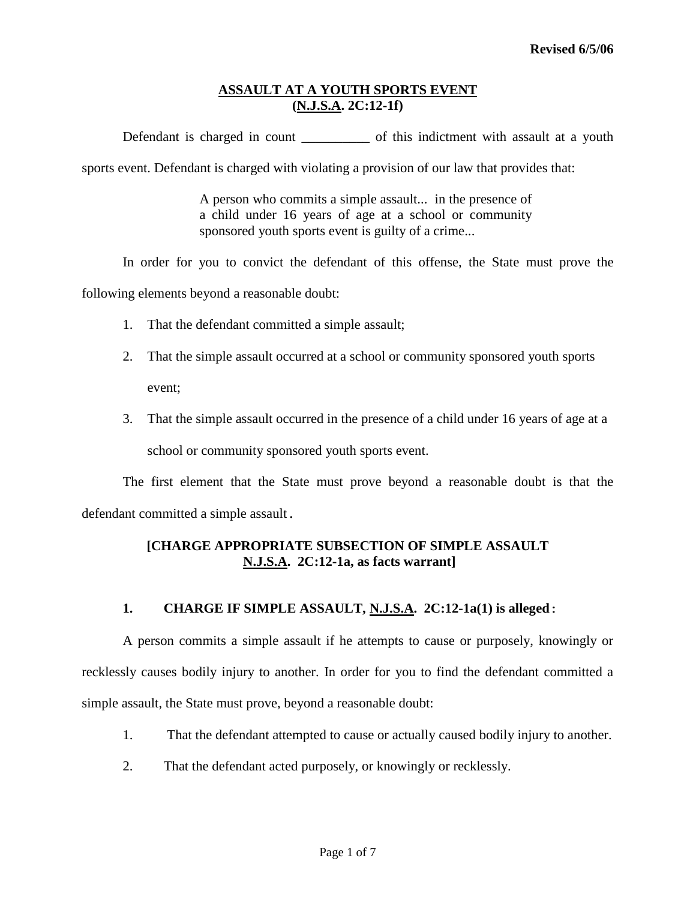Revised 6/5/06

# ASSAULT AT A YOUTH SPORTS EVENT
# (N.J.S.A. 2C:12-1f)

Defendant is charged in count __________ of this indictment with assault at a youth sports event. Defendant is charged with violating a provision of our law that provides that:

> A person who commits a simple assault... in the presence of a child under 16 years of age at a school or community sponsored youth sports event is guilty of a crime...

In order for you to convict the defendant of this offense, the State must prove the following elements beyond a reasonable doubt:

1. That the defendant committed a simple assault;
2. That the simple assault occurred at a school or community sponsored youth sports event;
3. That the simple assault occurred in the presence of a child under 16 years of age at a school or community sponsored youth sports event.

The first element that the State must prove beyond a reasonable doubt is that the defendant committed a simple assault.

**[CHARGE APPROPRIATE SUBSECTION OF SIMPLE ASSAULT N.J.S.A. 2C:12-1a, as facts warrant]**

**1. CHARGE IF SIMPLE ASSAULT, N.J.S.A. 2C:12-1a(1) is alleged:**

A person commits a simple assault if he attempts to cause or purposely, knowingly or recklessly causes bodily injury to another. In order for you to find the defendant committed a simple assault, the State must prove, beyond a reasonable doubt:

1. That the defendant attempted to cause or actually caused bodily injury to another.
2. That the defendant acted purposely, or knowingly or recklessly.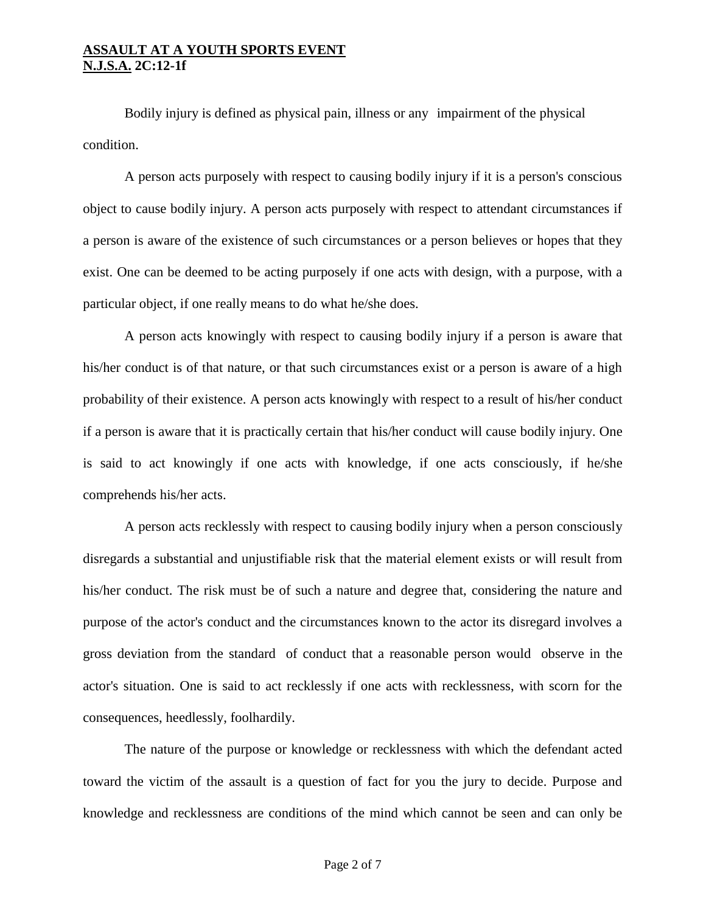Bodily injury is defined as physical pain, illness or any impairment of the physical condition.

A person acts purposely with respect to causing bodily injury if it is a person's conscious object to cause bodily injury. A person acts purposely with respect to attendant circumstances if a person is aware of the existence of such circumstances or a person believes or hopes that they exist. One can be deemed to be acting purposely if one acts with design, with a purpose, with a particular object, if one really means to do what he/she does.

A person acts knowingly with respect to causing bodily injury if a person is aware that his/her conduct is of that nature, or that such circumstances exist or a person is aware of a high probability of their existence. A person acts knowingly with respect to a result of his/her conduct if a person is aware that it is practically certain that his/her conduct will cause bodily injury. One is said to act knowingly if one acts with knowledge, if one acts consciously, if he/she comprehends his/her acts.

A person acts recklessly with respect to causing bodily injury when a person consciously disregards a substantial and unjustifiable risk that the material element exists or will result from his/her conduct. The risk must be of such a nature and degree that, considering the nature and purpose of the actor's conduct and the circumstances known to the actor its disregard involves a gross deviation from the standard of conduct that a reasonable person would observe in the actor's situation. One is said to act recklessly if one acts with recklessness, with scorn for the consequences, heedlessly, foolhardily.

The nature of the purpose or knowledge or recklessness with which the defendant acted toward the victim of the assault is a question of fact for you the jury to decide. Purpose and knowledge and recklessness are conditions of the mind which cannot be seen and can only be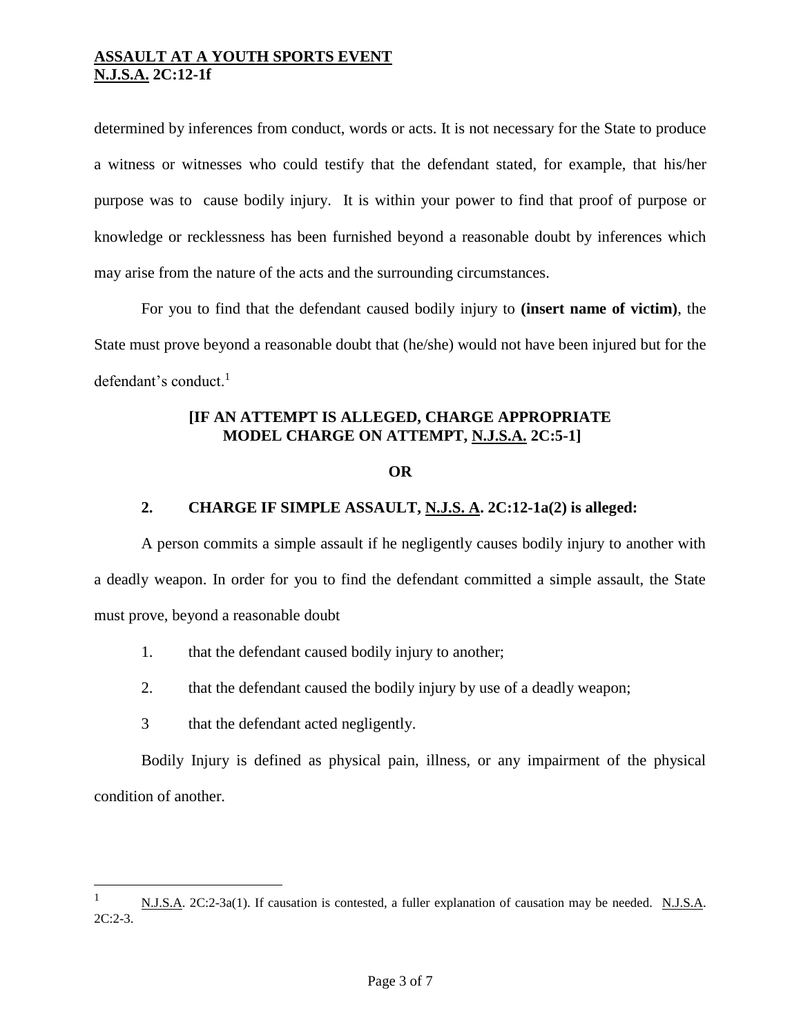determined by inferences from conduct, words or acts. It is not necessary for the State to produce a witness or witnesses who could testify that the defendant stated, for example, that his/her purpose was to cause bodily injury. It is within your power to find that proof of purpose or knowledge or recklessness has been furnished beyond a reasonable doubt by inferences which may arise from the nature of the acts and the surrounding circumstances.

For you to find that the defendant caused bodily injury to **(insert name of victim)**, the State must prove beyond a reasonable doubt that (he/she) would not have been injured but for the defendant's conduct.[1]

**[IF AN ATTEMPT IS ALLEGED, CHARGE APPROPRIATE MODEL CHARGE ON ATTEMPT, N.J.S.A. 2C:5-1]**

**OR**

**2. CHARGE IF SIMPLE ASSAULT, N.J.S. A. 2C:12-1a(2) is alleged:**

A person commits a simple assault if he negligently causes bodily injury to another with a deadly weapon. In order for you to find the defendant committed a simple assault, the State must prove, beyond a reasonable doubt

1. that the defendant caused bodily injury to another;
2. that the defendant caused the bodily injury by use of a deadly weapon;
3. that the defendant acted negligently.

Bodily Injury is defined as physical pain, illness, or any impairment of the physical condition of another.

---

[1] N.J.S.A. 2C:2-3a(1). If causation is contested, a fuller explanation of causation may be needed. N.J.S.A. 2C:2-3.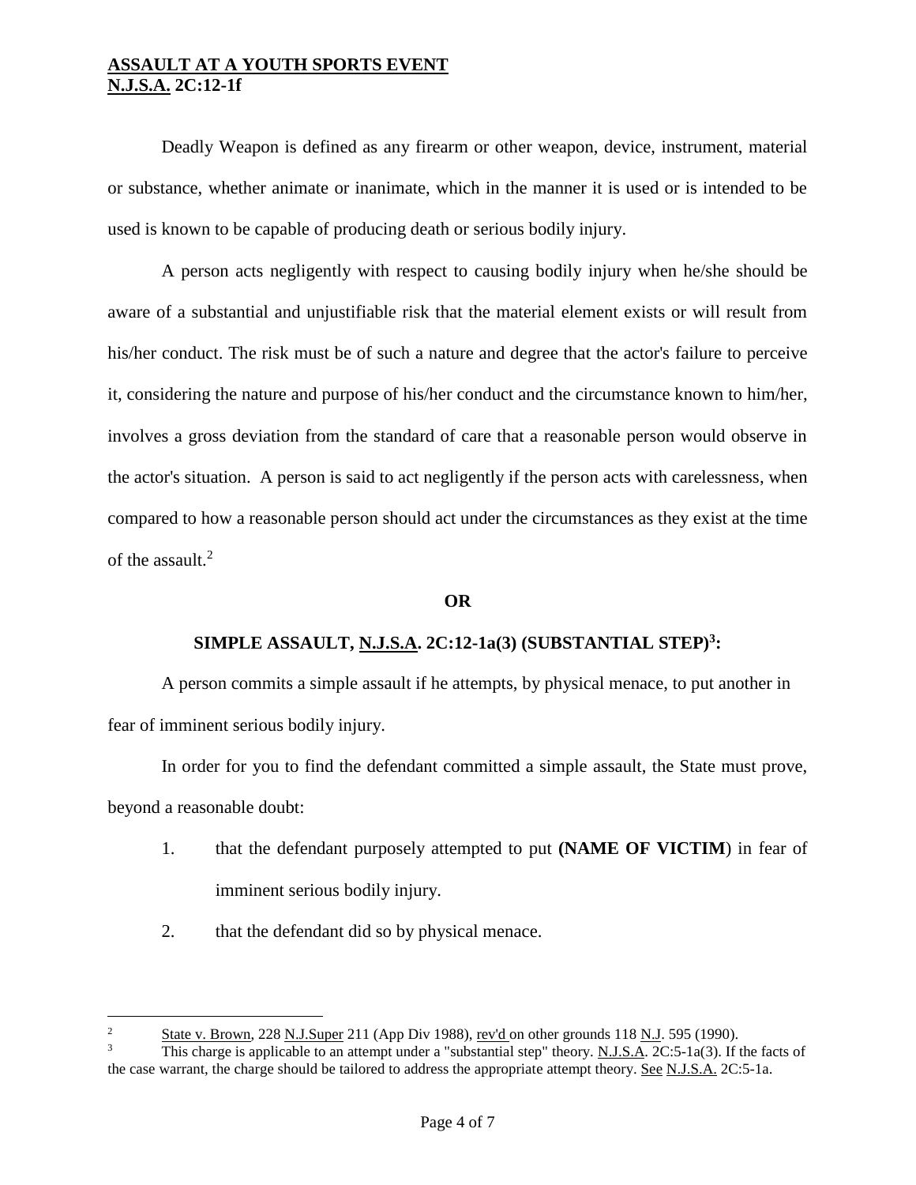Deadly Weapon is defined as any firearm or other weapon, device, instrument, material or substance, whether animate or inanimate, which in the manner it is used or is intended to be used is known to be capable of producing death or serious bodily injury.

A person acts negligently with respect to causing bodily injury when he/she should be aware of a substantial and unjustifiable risk that the material element exists or will result from his/her conduct. The risk must be of such a nature and degree that the actor's failure to perceive it, considering the nature and purpose of his/her conduct and the circumstance known to him/her, involves a gross deviation from the standard of care that a reasonable person would observe in the actor's situation. A person is said to act negligently if the person acts with carelessness, when compared to how a reasonable person should act under the circumstances as they exist at the time of the assault.[2]

**OR**

**SIMPLE ASSAULT, N.J.S.A. 2C:12-1a(3) (SUBSTANTIAL STEP)[3]:**

A person commits a simple assault if he attempts, by physical menace, to put another in fear of imminent serious bodily injury.

In order for you to find the defendant committed a simple assault, the State must prove, beyond a reasonable doubt:

1. that the defendant purposely attempted to put **(NAME OF VICTIM)** in fear of imminent serious bodily injury.
2. that the defendant did so by physical menace.

---

[2] State v. Brown, 228 N.J.Super 211 (App Div 1988), rev'd on other grounds 118 N.J. 595 (1990).

[3] This charge is applicable to an attempt under a "substantial step" theory. N.J.S.A. 2C:5-1a(3). If the facts of the case warrant, the charge should be tailored to address the appropriate attempt theory. See N.J.S.A. 2C:5-1a.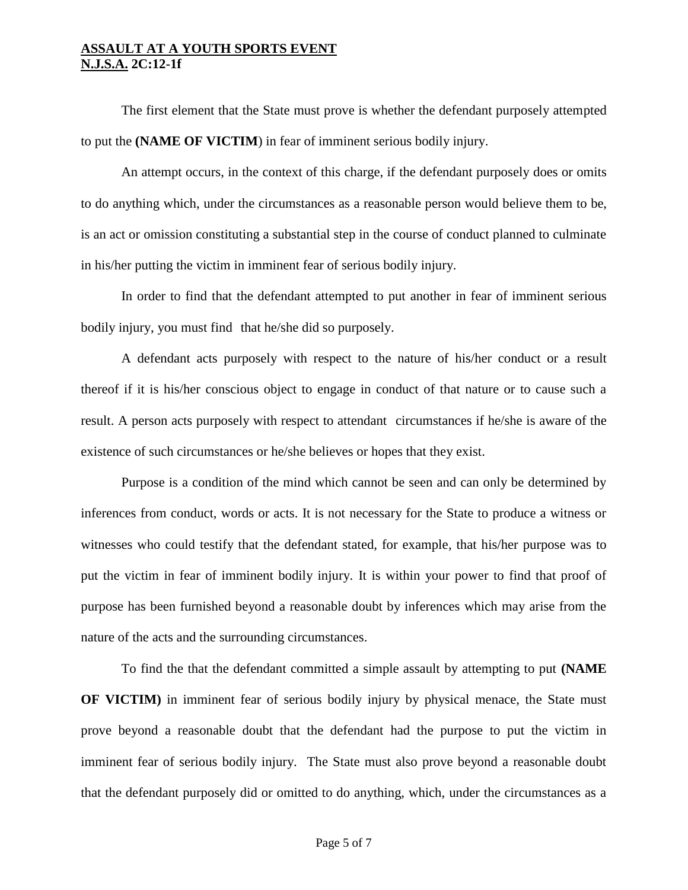The first element that the State must prove is whether the defendant purposely attempted to put the **(NAME OF VICTIM**) in fear of imminent serious bodily injury.

An attempt occurs, in the context of this charge, if the defendant purposely does or omits to do anything which, under the circumstances as a reasonable person would believe them to be, is an act or omission constituting a substantial step in the course of conduct planned to culminate in his/her putting the victim in imminent fear of serious bodily injury.

In order to find that the defendant attempted to put another in fear of imminent serious bodily injury, you must find that he/she did so purposely.

A defendant acts purposely with respect to the nature of his/her conduct or a result thereof if it is his/her conscious object to engage in conduct of that nature or to cause such a result. A person acts purposely with respect to attendant circumstances if he/she is aware of the existence of such circumstances or he/she believes or hopes that they exist.

Purpose is a condition of the mind which cannot be seen and can only be determined by inferences from conduct, words or acts. It is not necessary for the State to produce a witness or witnesses who could testify that the defendant stated, for example, that his/her purpose was to put the victim in fear of imminent bodily injury. It is within your power to find that proof of purpose has been furnished beyond a reasonable doubt by inferences which may arise from the nature of the acts and the surrounding circumstances.

To find the that the defendant committed a simple assault by attempting to put **(NAME OF VICTIM)** in imminent fear of serious bodily injury by physical menace, the State must prove beyond a reasonable doubt that the defendant had the purpose to put the victim in imminent fear of serious bodily injury. The State must also prove beyond a reasonable doubt that the defendant purposely did or omitted to do anything, which, under the circumstances as a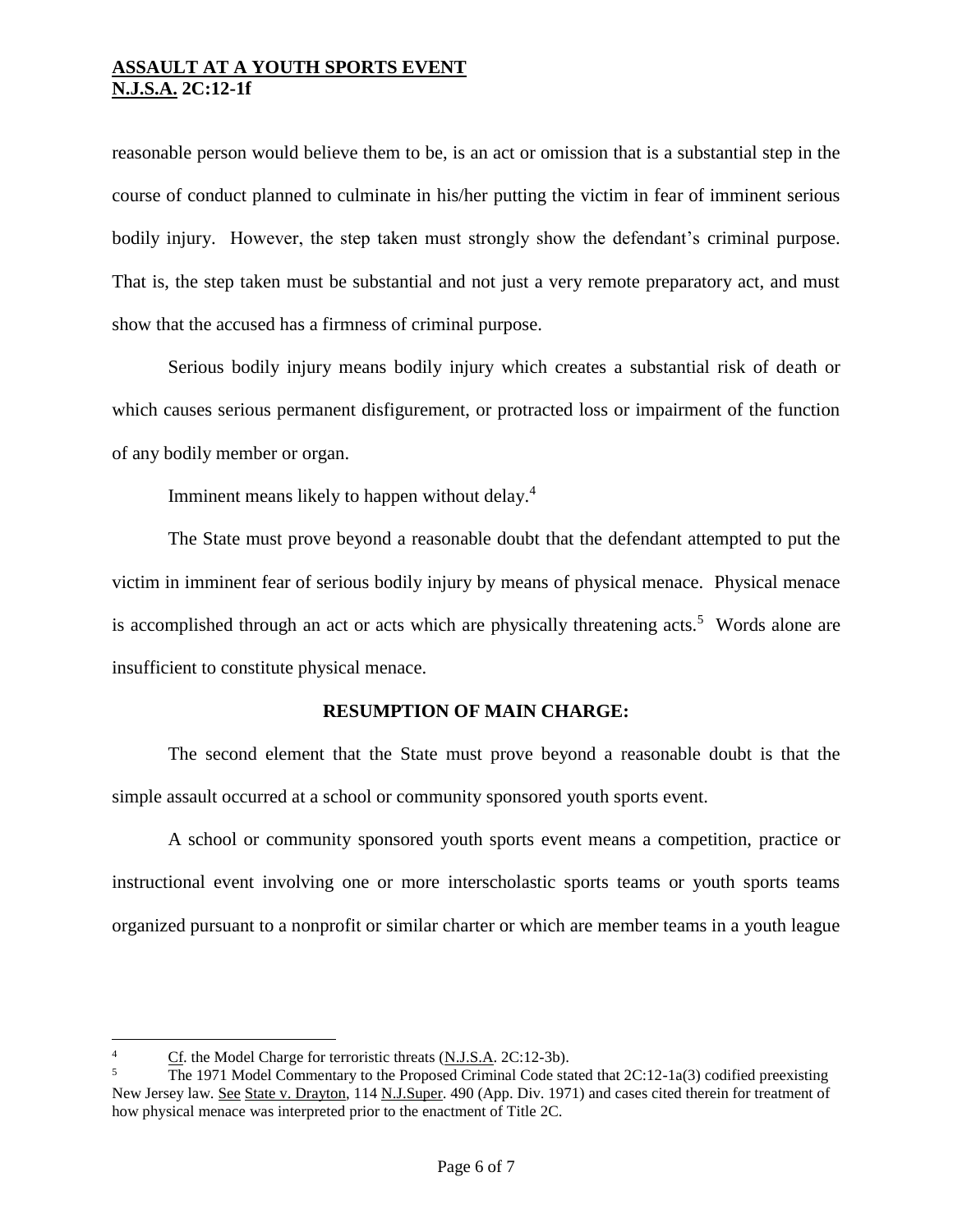reasonable person would believe them to be, is an act or omission that is a substantial step in the course of conduct planned to culminate in his/her putting the victim in fear of imminent serious bodily injury. However, the step taken must strongly show the defendant's criminal purpose. That is, the step taken must be substantial and not just a very remote preparatory act, and must show that the accused has a firmness of criminal purpose.

Serious bodily injury means bodily injury which creates a substantial risk of death or which causes serious permanent disfigurement, or protracted loss or impairment of the function of any bodily member or organ.

Imminent means likely to happen without delay.[4]

The State must prove beyond a reasonable doubt that the defendant attempted to put the victim in imminent fear of serious bodily injury by means of physical menace. Physical menace is accomplished through an act or acts which are physically threatening acts.[5] Words alone are insufficient to constitute physical menace.

**RESUMPTION OF MAIN CHARGE:**

The second element that the State must prove beyond a reasonable doubt is that the simple assault occurred at a school or community sponsored youth sports event.

A school or community sponsored youth sports event means a competition, practice or instructional event involving one or more interscholastic sports teams or youth sports teams organized pursuant to a nonprofit or similar charter or which are member teams in a youth league

---

[4] Cf. the Model Charge for terroristic threats (N.J.S.A. 2C:12-3b).

[5] The 1971 Model Commentary to the Proposed Criminal Code stated that 2C:12-1a(3) codified preexisting New Jersey law. See State v. Drayton, 114 N.J.Super. 490 (App. Div. 1971) and cases cited therein for treatment of how physical menace was interpreted prior to the enactment of Title 2C.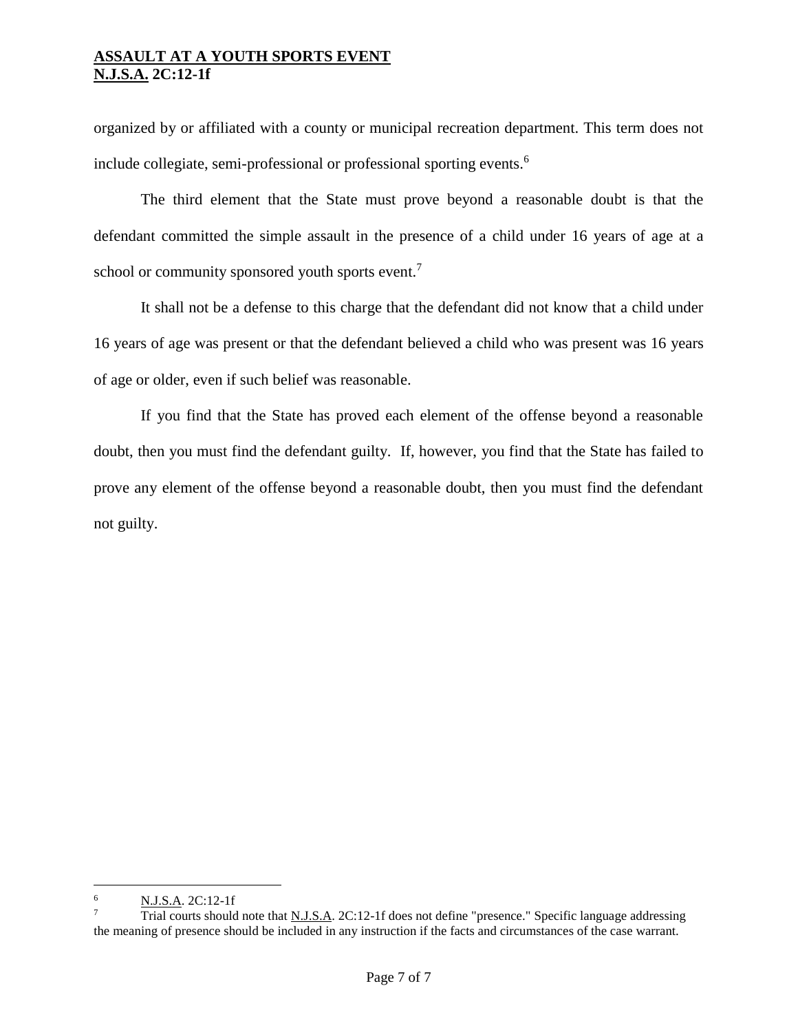organized by or affiliated with a county or municipal recreation department. This term does not include collegiate, semi-professional or professional sporting events.[6]

The third element that the State must prove beyond a reasonable doubt is that the defendant committed the simple assault in the presence of a child under 16 years of age at a school or community sponsored youth sports event.[7]

It shall not be a defense to this charge that the defendant did not know that a child under 16 years of age was present or that the defendant believed a child who was present was 16 years of age or older, even if such belief was reasonable.

If you find that the State has proved each element of the offense beyond a reasonable doubt, then you must find the defendant guilty. If, however, you find that the State has failed to prove any element of the offense beyond a reasonable doubt, then you must find the defendant not guilty.

---

[6] N.J.S.A. 2C:12-1f

[7] Trial courts should note that N.J.S.A. 2C:12-1f does not define "presence." Specific language addressing the meaning of presence should be included in any instruction if the facts and circumstances of the case warrant.